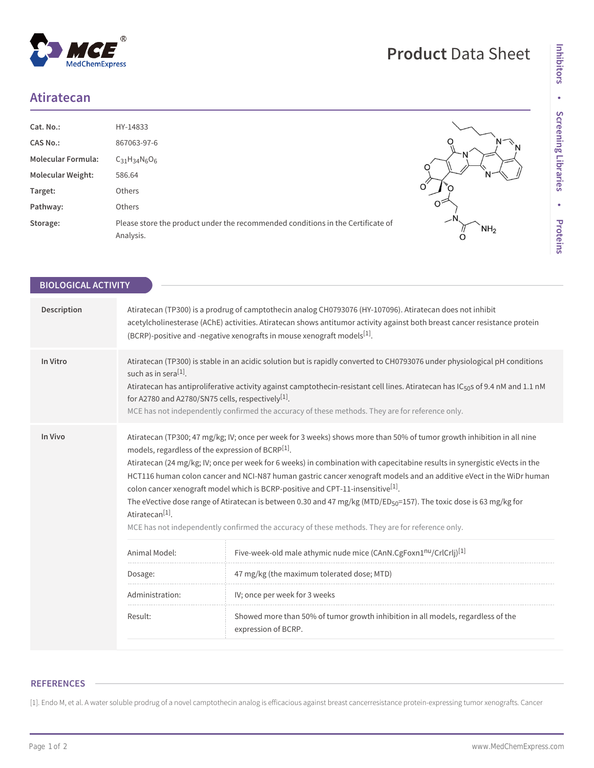# Atiratecan

| | |
|---|---|
| **Cat. No.:** | HY-14833 |
| **CAS No.:** | 867063-97-6 |
| **Molecular Formula:** | $C_{31}H_{34}N_6O_6$ |
| **Molecular Weight:** | 586.64 |
| **Target:** | Others |
| **Pathway:** | Others |
| **Storage:** | Please store the product under the recommended conditions in the Certificate of Analysis. |

## BIOLOGICAL ACTIVITY

**Description**

Atiratecan (TP300) is a prodrug of camptothecin analog CH0793076 (HY-107096). Atiratecan does not inhibit acetylcholinesterase (AChE) activities. Atiratecan shows antitumor activity against both breast cancer resistance protein (BCRP)-positive and -negative xenografts in mouse xenograft models[1].

**In Vitro**

Atiratecan (TP300) is stable in an acidic solution but is rapidly converted to CH0793076 under physiological pH conditions such as in sera[1].

Atiratecan has antiproliferative activity against camptothecin-resistant cell lines. Atiratecan has $IC_{50}$s of 9.4 nM and 1.1 nM for A2780 and A2780/SN75 cells, respectively[1].

MCE has not independently confirmed the accuracy of these methods. They are for reference only.

**In Vivo**

Atiratecan (TP300; 47 mg/kg; IV; once per week for 3 weeks) shows more than 50% of tumor growth inhibition in all nine models, regardless of the expression of BCRP[1].

Atiratecan (24 mg/kg; IV; once per week for 6 weeks) in combination with capecitabine results in synergistic eVects in the HCT116 human colon cancer and NCI-N87 human gastric cancer xenograft models and an additive eVect in the WiDr human colon cancer xenograft model which is BCRP-positive and CPT-11-insensitive[1].

The eVective dose range of Atiratecan is between 0.30 and 47 mg/kg (MTD/$ED_{50}$=157). The toxic dose is 63 mg/kg for Atiratecan[1].

MCE has not independently confirmed the accuracy of these methods. They are for reference only.

| | |
|---|---|
| Animal Model: | Five-week-old male athymic nude mice (CAnN.CgFoxn1$^{nu}$/CrlCrlj)[1] |
| Dosage: | 47 mg/kg (the maximum tolerated dose; MTD) |
| Administration: | IV; once per week for 3 weeks |
| Result: | Showed more than 50% of tumor growth inhibition in all models, regardless of the expression of BCRP. |

## REFERENCES

[1]. Endo M, et al. A water soluble prodrug of a novel camptothecin analog is efficacious against breast cancerresistance protein-expressing tumor xenografts. Cancer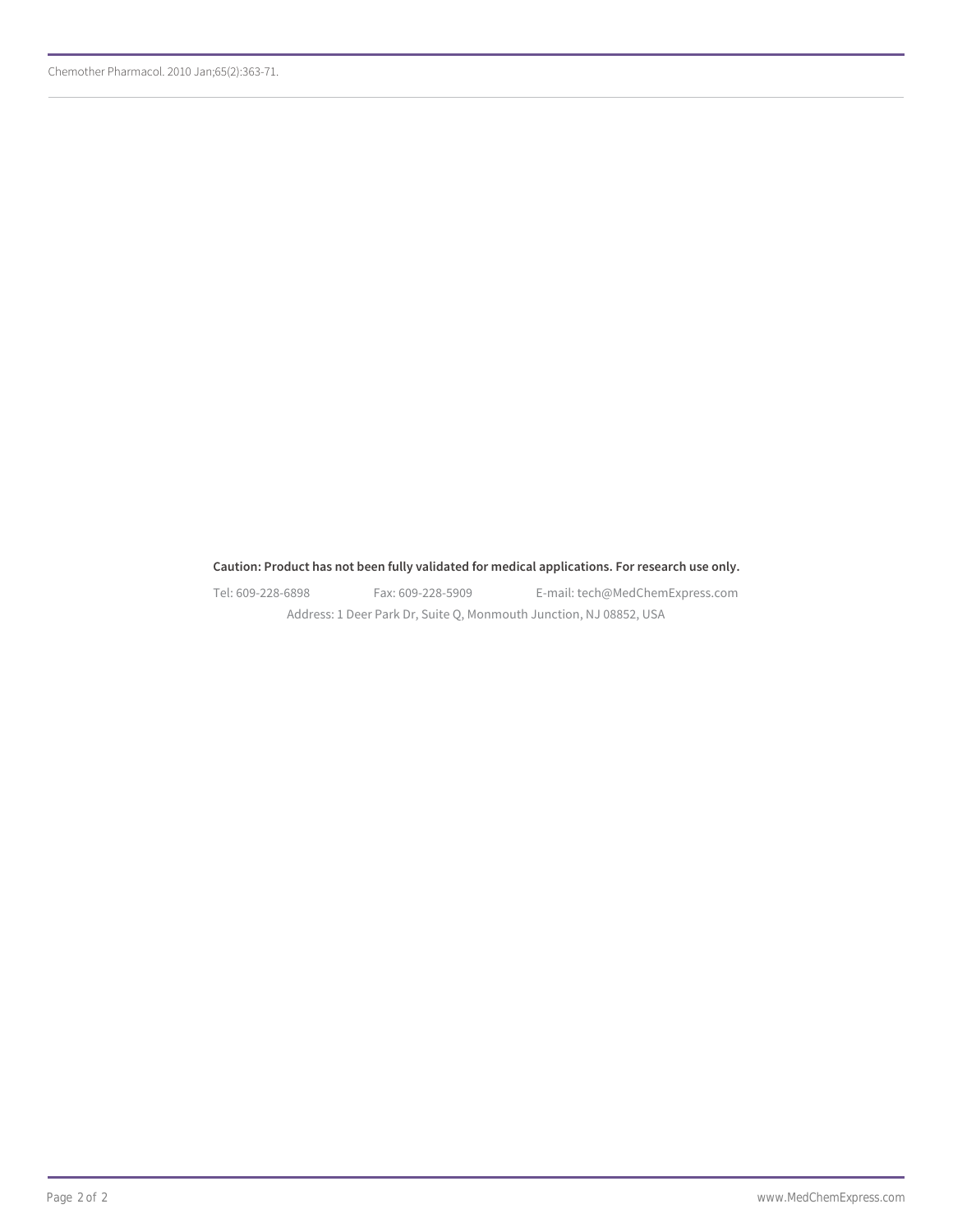Chemother Pharmacol. 2010 Jan;65(2):363-71.

**Caution: Product has not been fully validated for medical applications. For research use only.**

Tel: 609-228-6898    Fax: 609-228-5909    E-mail: tech@MedChemExpress.com

Address: 1 Deer Park Dr, Suite Q, Monmouth Junction, NJ 08852, USA